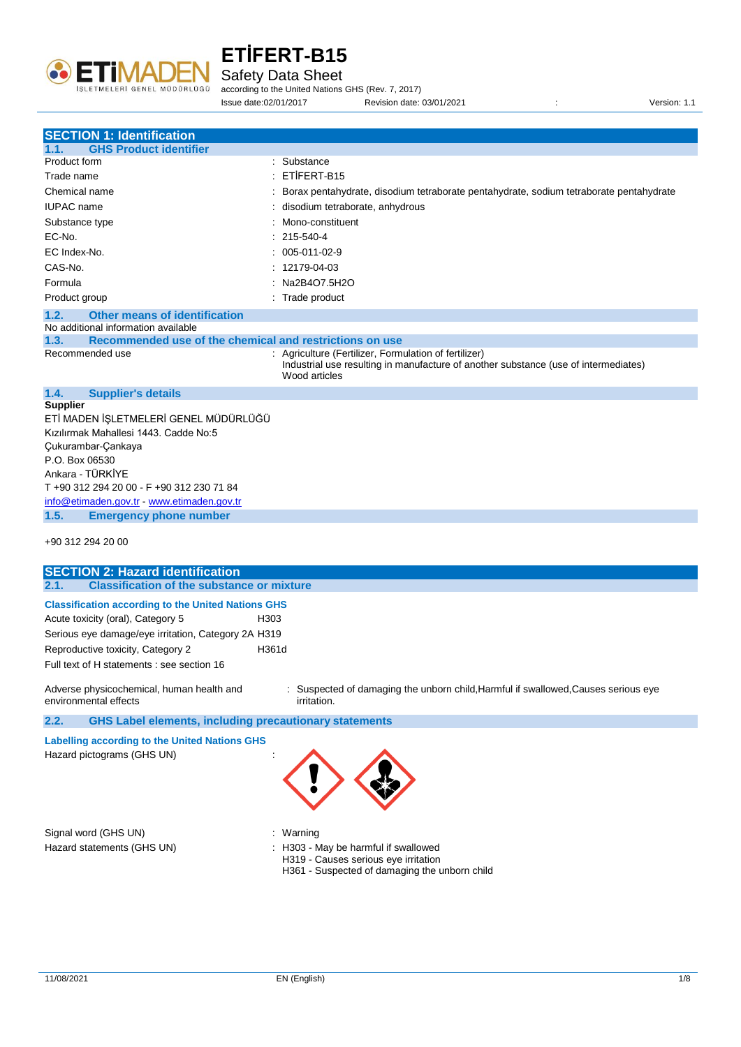# ETİFERT-B15

Safety Data Sheet

according to the United Nations GHS (Rev. 7, 2017)

Issue date:02/01/2017 Revision date: 03/01/2021 : Version: 1.1

## SECTION 1: Identification

### 1.1. GHS Product identifier

| | |
|---|---|
| Product form | : Substance |
| Trade name | : ETİFERT-B15 |
| Chemical name | : Borax pentahydrate, disodium tetraborate pentahydrate, sodium tetraborate pentahydrate |
| IUPAC name | : disodium tetraborate, anhydrous |
| Substance type | : Mono-constituent |
| EC-No. | : 215-540-4 |
| EC Index-No. | : 005-011-02-9 |
| CAS-No. | : 12179-04-03 |
| Formula | : Na2B4O7.5H2O |
| Product group | : Trade product |

### 1.2. Other means of identification

No additional information available

### 1.3. Recommended use of the chemical and restrictions on use

Recommended use : Agriculture (Fertilizer, Formulation of fertilizer)
Industrial use resulting in manufacture of another substance (use of intermediates)
Wood articles

### 1.4. Supplier's details

**Supplier**

ETİ MADEN İŞLETMELERİ GENEL MÜDÜRLÜĞÜ
Kızılırmak Mahallesi 1443. Cadde No:5
Çukurambar-Çankaya
P.O. Box 06530
Ankara - TÜRKİYE
T +90 312 294 20 00 - F +90 312 230 71 84
info@etimaden.gov.tr - www.etimaden.gov.tr

### 1.5. Emergency phone number

+90 312 294 20 00

## SECTION 2: Hazard identification

### 2.1. Classification of the substance or mixture

**Classification according to the United Nations GHS**

| | |
|---|---|
| Acute toxicity (oral), Category 5 | H303 |
| Serious eye damage/eye irritation, Category 2A | H319 |
| Reproductive toxicity, Category 2 | H361d |

Full text of H statements : see section 16

Adverse physicochemical, human health and environmental effects : Suspected of damaging the unborn child,Harmful if swallowed,Causes serious eye irritation.

### 2.2. GHS Label elements, including precautionary statements

**Labelling according to the United Nations GHS**

Hazard pictograms (GHS UN) :

Signal word (GHS UN) : Warning

Hazard statements (GHS UN) : H303 - May be harmful if swallowed
H319 - Causes serious eye irritation
H361 - Suspected of damaging the unborn child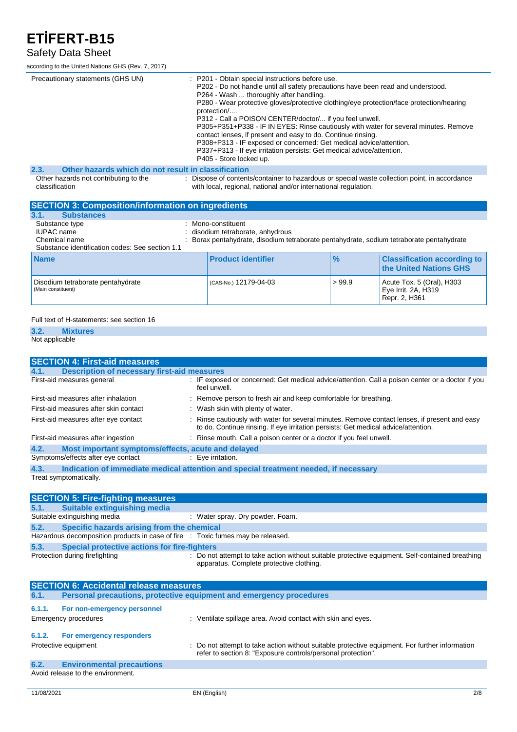| | |
|---|---|
| Precautionary statements (GHS UN) | : P201 - Obtain special instructions before use.<br>P202 - Do not handle until all safety precautions have been read and understood.<br>P264 - Wash ... thoroughly after handling.<br>P280 - Wear protective gloves/protective clothing/eye protection/face protection/hearing protection/....<br>P312 - Call a POISON CENTER/doctor/... if you feel unwell.<br>P305+P351+P338 - IF IN EYES: Rinse cautiously with water for several minutes. Remove contact lenses, if present and easy to do. Continue rinsing.<br>P308+P313 - IF exposed or concerned: Get medical advice/attention.<br>P337+P313 - If eye irritation persists: Get medical advice/attention.<br>P405 - Store locked up. |

### 2.3. Other hazards which do not result in classification

| | |
|---|---|
| Other hazards not contributing to the classification | : Dispose of contents/container to hazardous or special waste collection point, in accordance with local, regional, national and/or international regulation. |

## SECTION 3: Composition/information on ingredients

### 3.1. Substances

| | |
|---|---|
| Substance type | : Mono-constituent |
| IUPAC name | : disodium tetraborate, anhydrous |
| Chemical name | : Borax pentahydrate, disodium tetraborate pentahydrate, sodium tetraborate pentahydrate |

Substance identification codes: See section 1.1

| Name | Product identifier | % | Classification according to the United Nations GHS |
|---|---|---|---|
| Disodium tetraborate pentahydrate (Main constituent) | (CAS-No.) 12179-04-03 | > 99.9 | Acute Tox. 5 (Oral), H303<br>Eye Irrit. 2A, H319<br>Repr. 2, H361 |

Full text of H-statements: see section 16

### 3.2. Mixtures

Not applicable

## SECTION 4: First-aid measures

### 4.1. Description of necessary first-aid measures

| | |
|---|---|
| First-aid measures general | : IF exposed or concerned: Get medical advice/attention. Call a poison center or a doctor if you feel unwell. |
| First-aid measures after inhalation | : Remove person to fresh air and keep comfortable for breathing. |
| First-aid measures after skin contact | : Wash skin with plenty of water. |
| First-aid measures after eye contact | : Rinse cautiously with water for several minutes. Remove contact lenses, if present and easy to do. Continue rinsing. If eye irritation persists: Get medical advice/attention. |
| First-aid measures after ingestion | : Rinse mouth. Call a poison center or a doctor if you feel unwell. |

### 4.2. Most important symptoms/effects, acute and delayed

| | |
|---|---|
| Symptoms/effects after eye contact | : Eye irritation. |

### 4.3. Indication of immediate medical attention and special treatment needed, if necessary

Treat symptomatically.

## SECTION 5: Fire-fighting measures

### 5.1. Suitable extinguishing media

| | |
|---|---|
| Suitable extinguishing media | : Water spray. Dry powder. Foam. |

### 5.2. Specific hazards arising from the chemical

| | |
|---|---|
| Hazardous decomposition products in case of fire | : Toxic fumes may be released. |

### 5.3. Special protective actions for fire-fighters

| | |
|---|---|
| Protection during firefighting | : Do not attempt to take action without suitable protective equipment. Self-contained breathing apparatus. Complete protective clothing. |

## SECTION 6: Accidental release measures

### 6.1. Personal precautions, protective equipment and emergency procedures

#### 6.1.1. For non-emergency personnel

| | |
|---|---|
| Emergency procedures | : Ventilate spillage area. Avoid contact with skin and eyes. |

#### 6.1.2. For emergency responders

| | |
|---|---|
| Protective equipment | : Do not attempt to take action without suitable protective equipment. For further information refer to section 8: "Exposure controls/personal protection". |

### 6.2. Environmental precautions

Avoid release to the environment.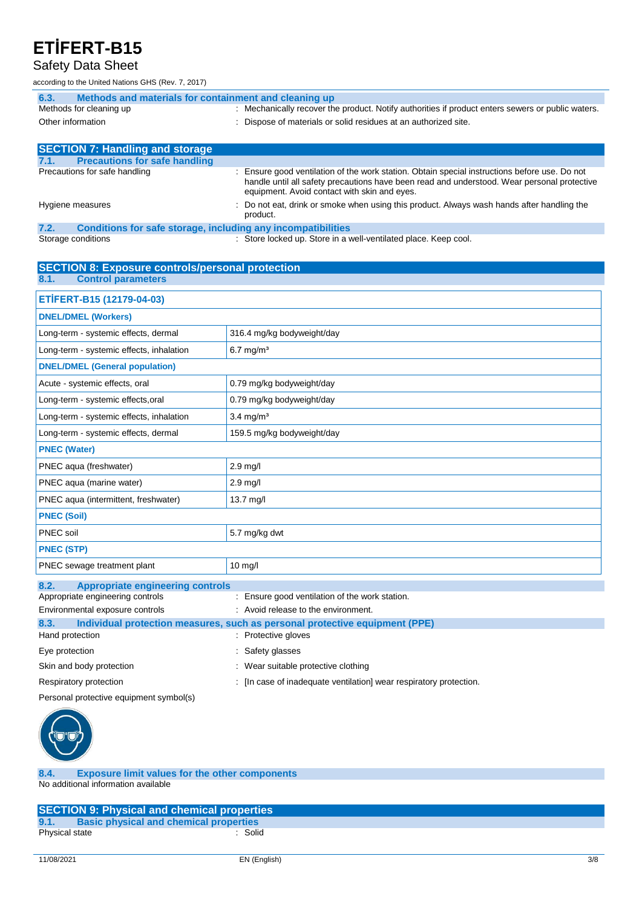### 6.3. Methods and materials for containment and cleaning up

Methods for cleaning up : Mechanically recover the product. Notify authorities if product enters sewers or public waters.

Other information : Dispose of materials or solid residues at an authorized site.

## SECTION 7: Handling and storage

### 7.1. Precautions for safe handling

Precautions for safe handling : Ensure good ventilation of the work station. Obtain special instructions before use. Do not handle until all safety precautions have been read and understood. Wear personal protective equipment. Avoid contact with skin and eyes.

Hygiene measures : Do not eat, drink or smoke when using this product. Always wash hands after handling the product.

### 7.2. Conditions for safe storage, including any incompatibilities

Storage conditions : Store locked up. Store in a well-ventilated place. Keep cool.

## SECTION 8: Exposure controls/personal protection

### 8.1. Control parameters

| ETİFERT-B15 (12179-04-03) | |
|---|---|
| **DNEL/DMEL (Workers)** | |
| Long-term - systemic effects, dermal | 316.4 mg/kg bodyweight/day |
| Long-term - systemic effects, inhalation | 6.7 mg/m³ |
| **DNEL/DMEL (General population)** | |
| Acute - systemic effects, oral | 0.79 mg/kg bodyweight/day |
| Long-term - systemic effects,oral | 0.79 mg/kg bodyweight/day |
| Long-term - systemic effects, inhalation | 3.4 mg/m³ |
| Long-term - systemic effects, dermal | 159.5 mg/kg bodyweight/day |
| **PNEC (Water)** | |
| PNEC aqua (freshwater) | 2.9 mg/l |
| PNEC aqua (marine water) | 2.9 mg/l |
| PNEC aqua (intermittent, freshwater) | 13.7 mg/l |
| **PNEC (Soil)** | |
| PNEC soil | 5.7 mg/kg dwt |
| **PNEC (STP)** | |
| PNEC sewage treatment plant | 10 mg/l |

### 8.2. Appropriate engineering controls

Appropriate engineering controls : Ensure good ventilation of the work station.

Environmental exposure controls : Avoid release to the environment.

### 8.3. Individual protection measures, such as personal protective equipment (PPE)

Hand protection : Protective gloves

Eye protection : Safety glasses

Skin and body protection : Wear suitable protective clothing

Respiratory protection : [In case of inadequate ventilation] wear respiratory protection.

Personal protective equipment symbol(s)

### 8.4. Exposure limit values for the other components

No additional information available

## SECTION 9: Physical and chemical properties

### 9.1. Basic physical and chemical properties

Physical state : Solid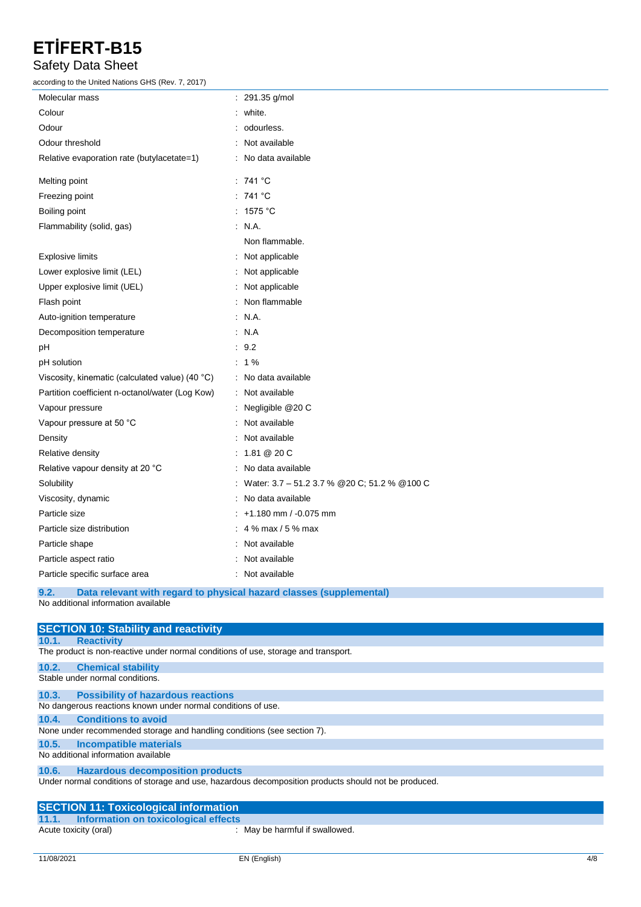| | |
|---|---|
| Molecular mass | : 291.35 g/mol |
| Colour | : white. |
| Odour | : odourless. |
| Odour threshold | : Not available |
| Relative evaporation rate (butylacetate=1) | : No data available |
| Melting point | : 741 °C |
| Freezing point | : 741 °C |
| Boiling point | : 1575 °C |
| Flammability (solid, gas) | : N.A. Non flammable. |
| Explosive limits | : Not applicable |
| Lower explosive limit (LEL) | : Not applicable |
| Upper explosive limit (UEL) | : Not applicable |
| Flash point | : Non flammable |
| Auto-ignition temperature | : N.A. |
| Decomposition temperature | : N.A |
| pH | : 9.2 |
| pH solution | : 1 % |
| Viscosity, kinematic (calculated value) (40 °C) | : No data available |
| Partition coefficient n-octanol/water (Log Kow) | : Not available |
| Vapour pressure | : Negligible @20 C |
| Vapour pressure at 50 °C | : Not available |
| Density | : Not available |
| Relative density | : 1.81 @ 20 C |
| Relative vapour density at 20 °C | : No data available |
| Solubility | : Water: 3.7 – 51.2 3.7 % @20 C; 51.2 % @100 C |
| Viscosity, dynamic | : No data available |
| Particle size | : +1.180 mm / -0.075 mm |
| Particle size distribution | : 4 % max / 5 % max |
| Particle shape | : Not available |
| Particle aspect ratio | : Not available |
| Particle specific surface area | : Not available |

### 9.2. Data relevant with regard to physical hazard classes (supplemental)

No additional information available

## SECTION 10: Stability and reactivity

### 10.1. Reactivity

The product is non-reactive under normal conditions of use, storage and transport.

### 10.2. Chemical stability

Stable under normal conditions.

### 10.3. Possibility of hazardous reactions

No dangerous reactions known under normal conditions of use.

### 10.4. Conditions to avoid

None under recommended storage and handling conditions (see section 7).

### 10.5. Incompatible materials

No additional information available

### 10.6. Hazardous decomposition products

Under normal conditions of storage and use, hazardous decomposition products should not be produced.

## SECTION 11: Toxicological information

### 11.1. Information on toxicological effects

| | |
|---|---|
| Acute toxicity (oral) | : May be harmful if swallowed. |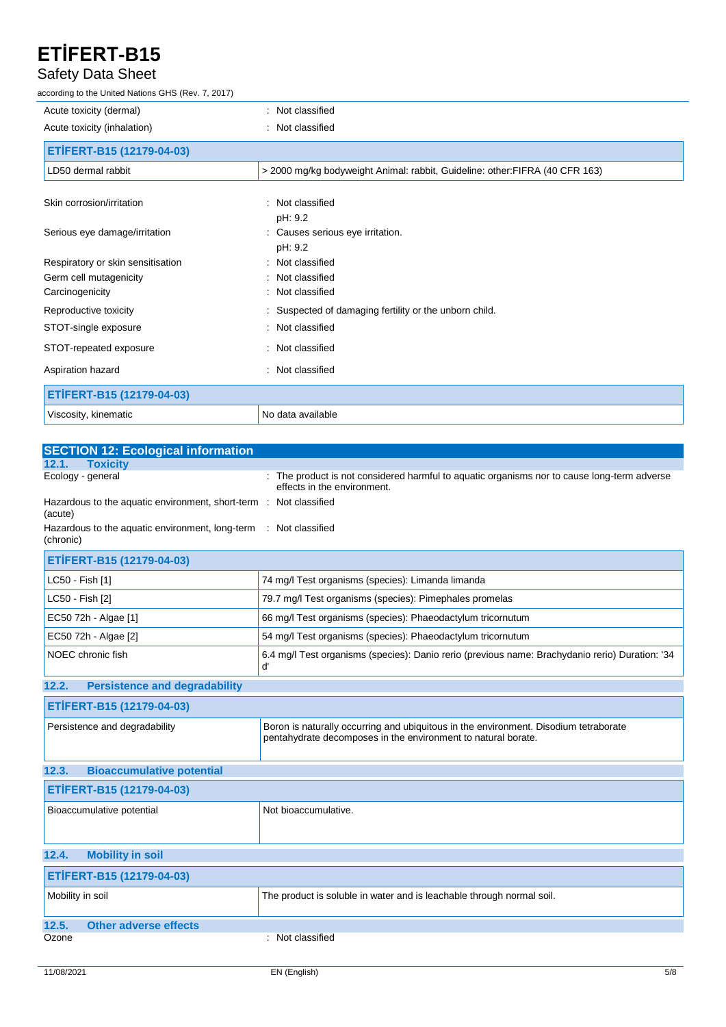Acute toxicity (dermal) : Not classified

Acute toxicity (inhalation) : Not classified

| ETİFERT-B15 (12179-04-03) | |
|---|---|
| LD50 dermal rabbit | > 2000 mg/kg bodyweight Animal: rabbit, Guideline: other:FIFRA (40 CFR 163) |

Skin corrosion/irritation : Not classified
pH: 9.2

Serious eye damage/irritation : Causes serious eye irritation.
pH: 9.2

Respiratory or skin sensitisation : Not classified

Germ cell mutagenicity : Not classified

Carcinogenicity : Not classified

Reproductive toxicity : Suspected of damaging fertility or the unborn child.

STOT-single exposure : Not classified

STOT-repeated exposure : Not classified

Aspiration hazard : Not classified

| ETİFERT-B15 (12179-04-03) | |
|---|---|
| Viscosity, kinematic | No data available |

## SECTION 12: Ecological information

### 12.1. Toxicity

Ecology - general : The product is not considered harmful to aquatic organisms nor to cause long-term adverse effects in the environment.

Hazardous to the aquatic environment, short-term (acute) : Not classified

Hazardous to the aquatic environment, long-term (chronic) : Not classified

| ETİFERT-B15 (12179-04-03) | |
|---|---|
| LC50 - Fish [1] | 74 mg/l Test organisms (species): Limanda limanda |
| LC50 - Fish [2] | 79.7 mg/l Test organisms (species): Pimephales promelas |
| EC50 72h - Algae [1] | 66 mg/l Test organisms (species): Phaeodactylum tricornutum |
| EC50 72h - Algae [2] | 54 mg/l Test organisms (species): Phaeodactylum tricornutum |
| NOEC chronic fish | 6.4 mg/l Test organisms (species): Danio rerio (previous name: Brachydanio rerio) Duration: '34 d' |

### 12.2. Persistence and degradability

| ETİFERT-B15 (12179-04-03) | |
|---|---|
| Persistence and degradability | Boron is naturally occurring and ubiquitous in the environment. Disodium tetraborate pentahydrate decomposes in the environment to natural borate. |

### 12.3. Bioaccumulative potential

| ETİFERT-B15 (12179-04-03) | |
|---|---|
| Bioaccumulative potential | Not bioaccumulative. |

### 12.4. Mobility in soil

| ETİFERT-B15 (12179-04-03) | |
|---|---|
| Mobility in soil | The product is soluble in water and is leachable through normal soil. |

### 12.5. Other adverse effects

Ozone : Not classified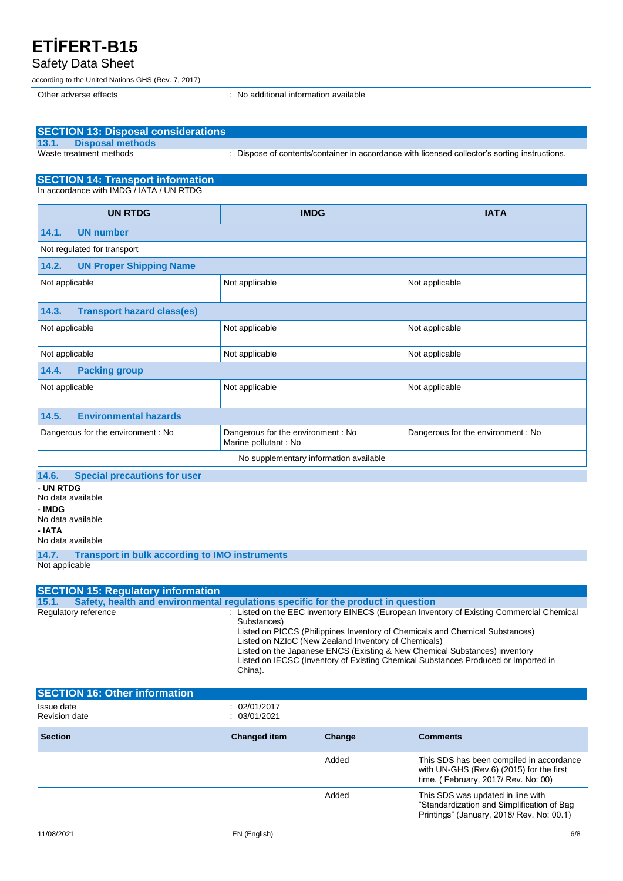Other adverse effects : No additional information available

## SECTION 13: Disposal considerations

### 13.1. Disposal methods

Waste treatment methods : Dispose of contents/container in accordance with licensed collector's sorting instructions.

## SECTION 14: Transport information

In accordance with IMDG / IATA / UN RTDG

| UN RTDG | IMDG | IATA |
|---|---|---|
| **14.1. UN number** | | |
| Not regulated for transport | | |
| **14.2. UN Proper Shipping Name** | | |
| Not applicable | Not applicable | Not applicable |
| **14.3. Transport hazard class(es)** | | |
| Not applicable | Not applicable | Not applicable |
| Not applicable | Not applicable | Not applicable |
| **14.4. Packing group** | | |
| Not applicable | Not applicable | Not applicable |
| **14.5. Environmental hazards** | | |
| Dangerous for the environment : No | Dangerous for the environment : No<br>Marine pollutant : No | Dangerous for the environment : No |
| No supplementary information available | | |

### 14.6. Special precautions for user

**- UN RTDG**

No data available

**- IMDG**

No data available

**- IATA**

No data available

### 14.7. Transport in bulk according to IMO instruments

Not applicable

## SECTION 15: Regulatory information

### 15.1. Safety, health and environmental regulations specific for the product in question

Regulatory reference : Listed on the EEC inventory EINECS (European Inventory of Existing Commercial Chemical Substances)
Listed on PICCS (Philippines Inventory of Chemicals and Chemical Substances)
Listed on NZIoC (New Zealand Inventory of Chemicals)
Listed on the Japanese ENCS (Existing & New Chemical Substances) inventory
Listed on IECSC (Inventory of Existing Chemical Substances Produced or Imported in China).

## SECTION 16: Other information

Issue date : 02/01/2017
Revision date : 03/01/2021

| Section | Changed item | Change | Comments |
|---|---|---|---|
| | | Added | This SDS has been compiled in accordance with UN-GHS (Rev.6) (2015) for the first time. ( February, 2017/ Rev. No: 00) |
| | | Added | This SDS was updated in line with "Standardization and Simplification of Bag Printings" (January, 2018/ Rev. No: 00.1) |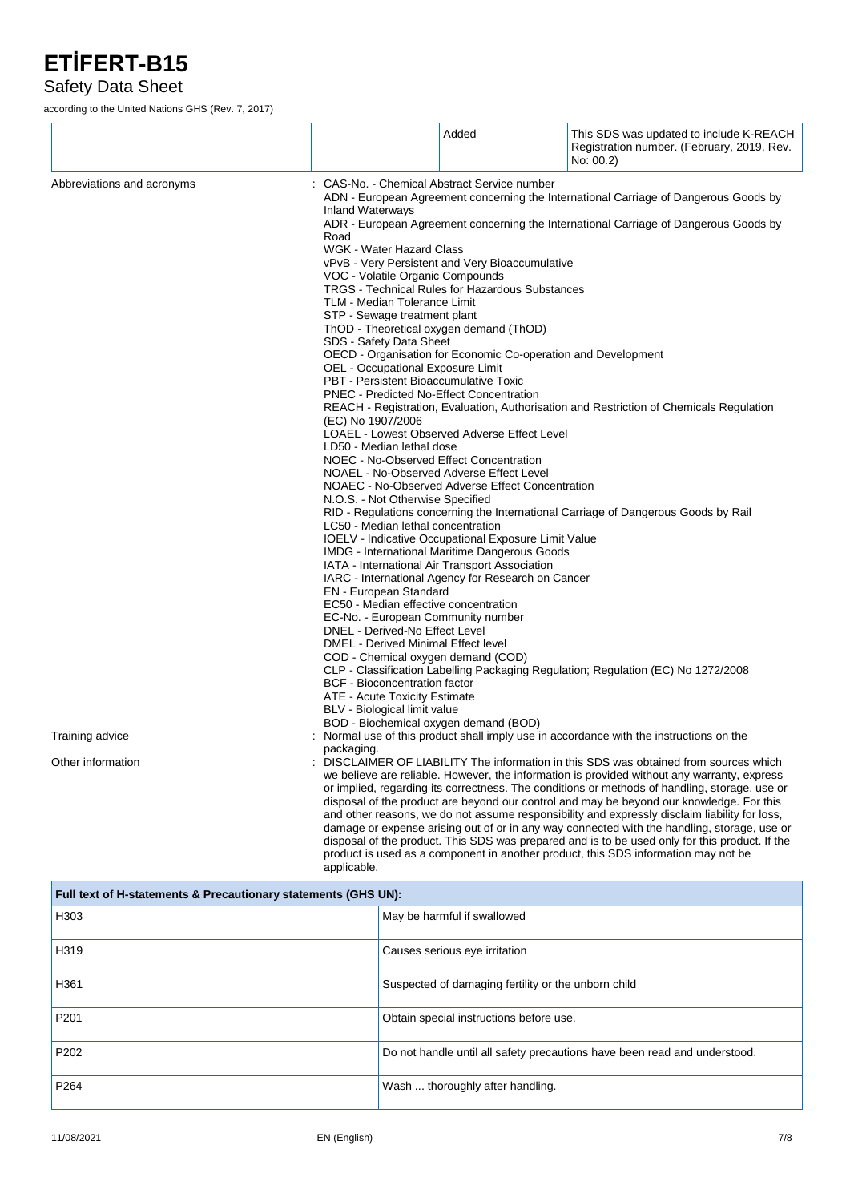| | | Added | This SDS was updated to include K-REACH Registration number. (February, 2019, Rev. No: 00.2) |
|---|---|---|---|

Abbreviations and acronyms : CAS-No. - Chemical Abstract Service number
ADN - European Agreement concerning the International Carriage of Dangerous Goods by Inland Waterways
ADR - European Agreement concerning the International Carriage of Dangerous Goods by Road
WGK - Water Hazard Class
vPvB - Very Persistent and Very Bioaccumulative
VOC - Volatile Organic Compounds
TRGS - Technical Rules for Hazardous Substances
TLM - Median Tolerance Limit
STP - Sewage treatment plant
ThOD - Theoretical oxygen demand (ThOD)
SDS - Safety Data Sheet
OECD - Organisation for Economic Co-operation and Development
OEL - Occupational Exposure Limit
PBT - Persistent Bioaccumulative Toxic
PNEC - Predicted No-Effect Concentration
REACH - Registration, Evaluation, Authorisation and Restriction of Chemicals Regulation (EC) No 1907/2006
LOAEL - Lowest Observed Adverse Effect Level
LD50 - Median lethal dose
NOEC - No-Observed Effect Concentration
NOAEL - No-Observed Adverse Effect Level
NOAEC - No-Observed Adverse Effect Concentration
N.O.S. - Not Otherwise Specified
RID - Regulations concerning the International Carriage of Dangerous Goods by Rail
LC50 - Median lethal concentration
IOELV - Indicative Occupational Exposure Limit Value
IMDG - International Maritime Dangerous Goods
IATA - International Air Transport Association
IARC - International Agency for Research on Cancer
EN - European Standard
EC50 - Median effective concentration
EC-No. - European Community number
DNEL - Derived-No Effect Level
DMEL - Derived Minimal Effect level
COD - Chemical oxygen demand (COD)
CLP - Classification Labelling Packaging Regulation; Regulation (EC) No 1272/2008
BCF - Bioconcentration factor
ATE - Acute Toxicity Estimate
BLV - Biological limit value
BOD - Biochemical oxygen demand (BOD)

Training advice : Normal use of this product shall imply use in accordance with the instructions on the packaging.

Other information : DISCLAIMER OF LIABILITY The information in this SDS was obtained from sources which we believe are reliable. However, the information is provided without any warranty, express or implied, regarding its correctness. The conditions or methods of handling, storage, use or disposal of the product are beyond our control and may be beyond our knowledge. For this and other reasons, we do not assume responsibility and expressly disclaim liability for loss, damage or expense arising out of or in any way connected with the handling, storage, use or disposal of the product. This SDS was prepared and is to be used only for this product. If the product is used as a component in another product, this SDS information may not be applicable.

| Full text of H-statements & Precautionary statements (GHS UN): | |
|---|---|
| H303 | May be harmful if swallowed |
| H319 | Causes serious eye irritation |
| H361 | Suspected of damaging fertility or the unborn child |
| P201 | Obtain special instructions before use. |
| P202 | Do not handle until all safety precautions have been read and understood. |
| P264 | Wash ... thoroughly after handling. |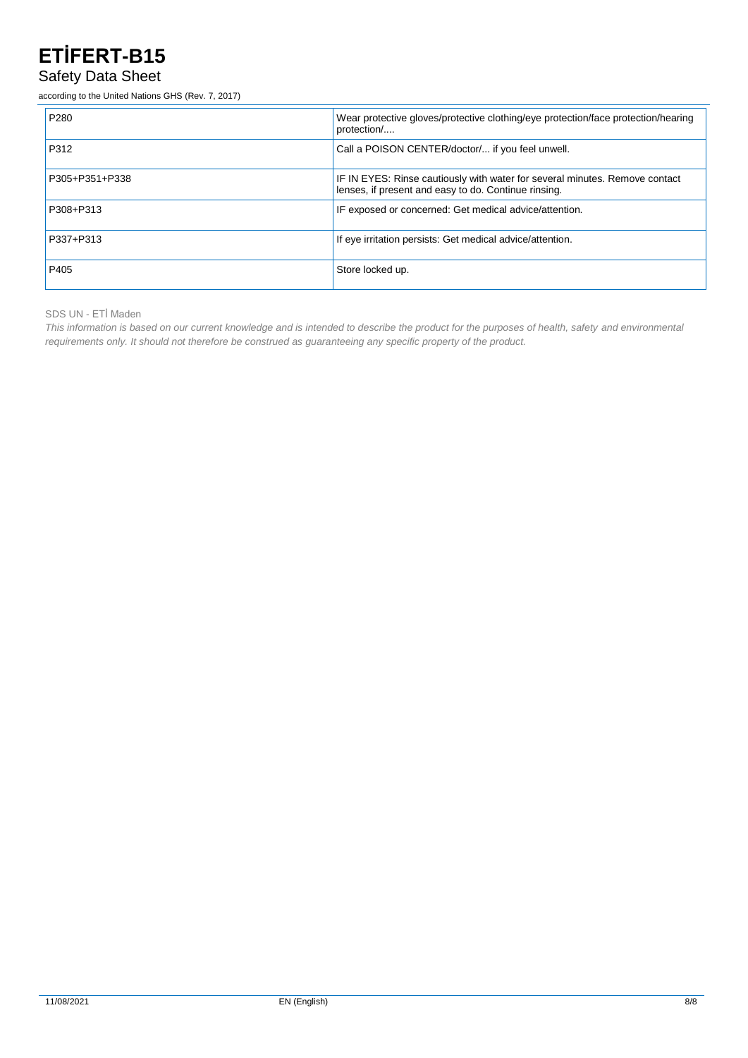| | |
|---|---|
| P280 | Wear protective gloves/protective clothing/eye protection/face protection/hearing protection/.... |
| P312 | Call a POISON CENTER/doctor/... if you feel unwell. |
| P305+P351+P338 | IF IN EYES: Rinse cautiously with water for several minutes. Remove contact lenses, if present and easy to do. Continue rinsing. |
| P308+P313 | IF exposed or concerned: Get medical advice/attention. |
| P337+P313 | If eye irritation persists: Get medical advice/attention. |
| P405 | Store locked up. |

SDS UN - ETİ Maden

*This information is based on our current knowledge and is intended to describe the product for the purposes of health, safety and environmental requirements only. It should not therefore be construed as guaranteeing any specific property of the product.*